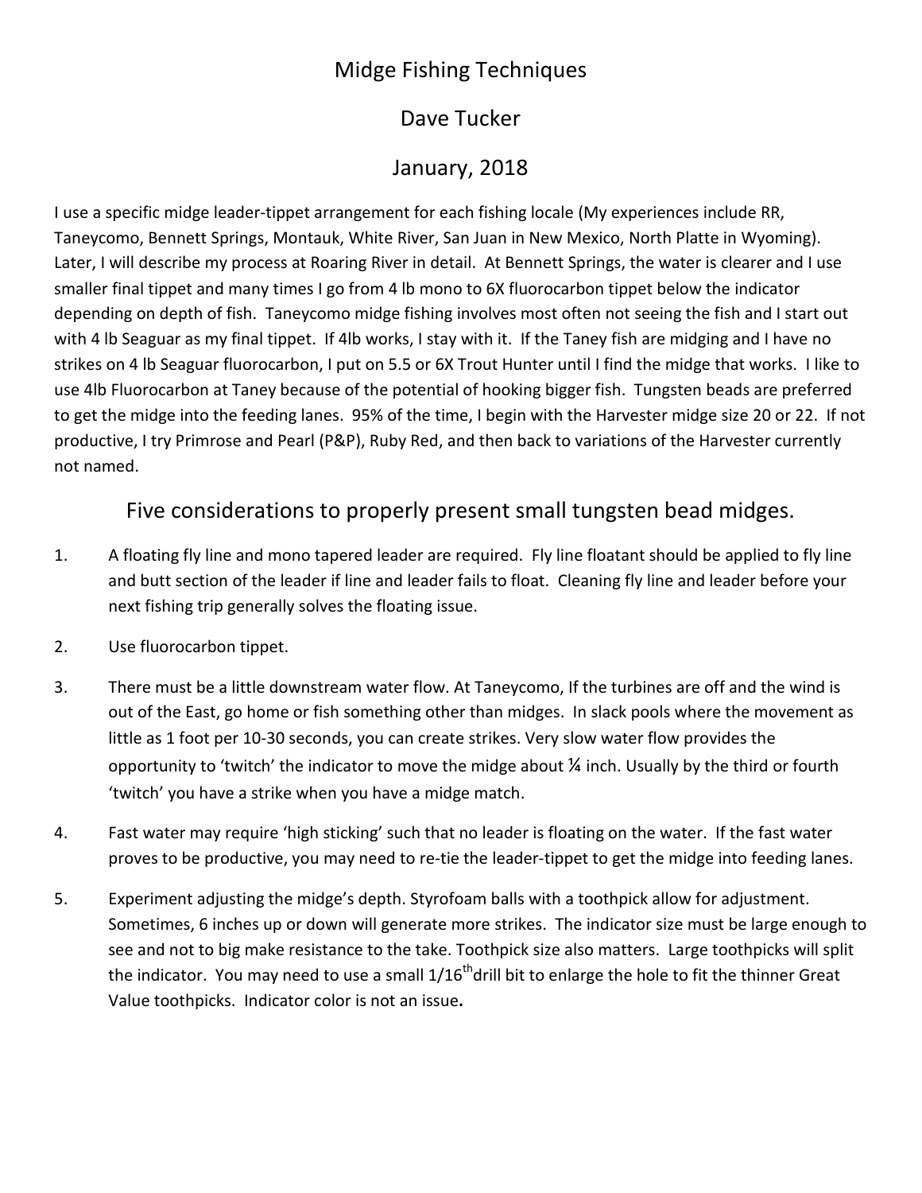# Midge Fishing Techniques

## Dave Tucker

## January, 2018

I use a specific midge leader-tippet arrangement for each fishing locale (My experiences include RR, Taneycomo, Bennett Springs, Montauk, White River, San Juan in New Mexico, North Platte in Wyoming). Later, I will describe my process at Roaring River in detail. At Bennett Springs, the water is clearer and I use smaller final tippet and many times I go from 4 lb mono to 6X fluorocarbon tippet below the indicator depending on depth of fish. Taneycomo midge fishing involves most often not seeing the fish and I start out with 4 lb Seaguar as my final tippet. If 4lb works, I stay with it. If the Taney fish are midging and I have no strikes on 4 lb Seaguar fluorocarbon, I put on 5.5 or 6X Trout Hunter until I find the midge that works. I like to use 4lb Fluorocarbon at Taney because of the potential of hooking bigger fish. Tungsten beads are preferred to get the midge into the feeding lanes. 95% of the time, I begin with the Harvester midge size 20 or 22. If not productive, I try Primrose and Pearl (P&P), Ruby Red, and then back to variations of the Harvester currently not named.

## Five considerations to properly present small tungsten bead midges.

1. A floating fly line and mono tapered leader are required. Fly line floatant should be applied to fly line and butt section of the leader if line and leader fails to float. Cleaning fly line and leader before your next fishing trip generally solves the floating issue.
2. Use fluorocarbon tippet.
3. There must be a little downstream water flow. At Taneycomo, If the turbines are off and the wind is out of the East, go home or fish something other than midges. In slack pools where the movement as little as 1 foot per 10-30 seconds, you can create strikes. Very slow water flow provides the opportunity to 'twitch' the indicator to move the midge about ¼ inch. Usually by the third or fourth 'twitch' you have a strike when you have a midge match.
4. Fast water may require 'high sticking' such that no leader is floating on the water. If the fast water proves to be productive, you may need to re-tie the leader-tippet to get the midge into feeding lanes.
5. Experiment adjusting the midge's depth. Styrofoam balls with a toothpick allow for adjustment. Sometimes, 6 inches up or down will generate more strikes. The indicator size must be large enough to see and not to big make resistance to the take. Toothpick size also matters. Large toothpicks will split the indicator. You may need to use a small 1/16$^{th}$ drill bit to enlarge the hole to fit the thinner Great Value toothpicks. Indicator color is not an issue.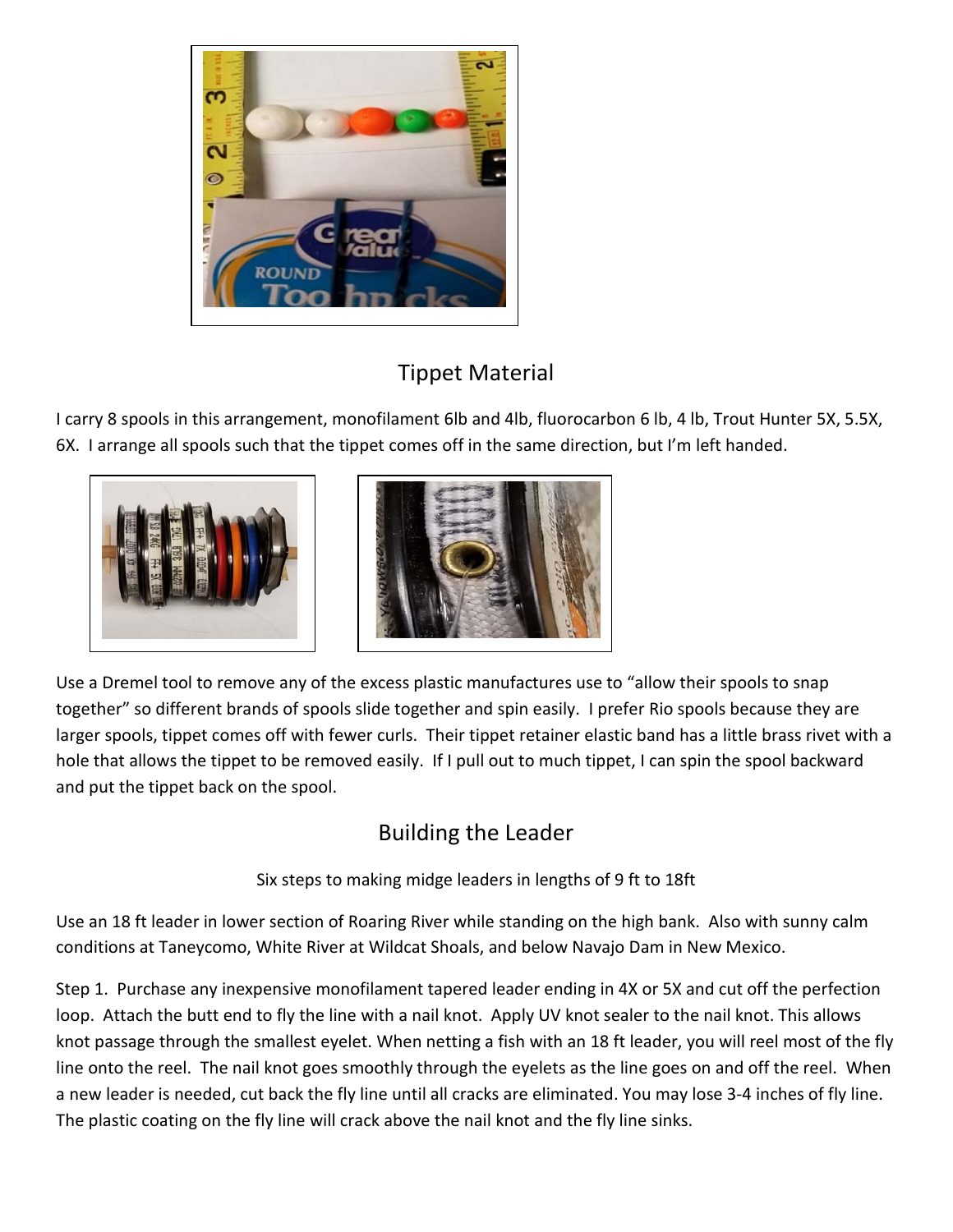## Tippet Material

I carry 8 spools in this arrangement, monofilament 6lb and 4lb, fluorocarbon 6 lb, 4 lb, Trout Hunter 5X, 5.5X, 6X. I arrange all spools such that the tippet comes off in the same direction, but I'm left handed.

Use a Dremel tool to remove any of the excess plastic manufactures use to "allow their spools to snap together" so different brands of spools slide together and spin easily. I prefer Rio spools because they are larger spools, tippet comes off with fewer curls. Their tippet retainer elastic band has a little brass rivet with a hole that allows the tippet to be removed easily. If I pull out to much tippet, I can spin the spool backward and put the tippet back on the spool.

## Building the Leader

Six steps to making midge leaders in lengths of 9 ft to 18ft

Use an 18 ft leader in lower section of Roaring River while standing on the high bank. Also with sunny calm conditions at Taneycomo, White River at Wildcat Shoals, and below Navajo Dam in New Mexico.

Step 1. Purchase any inexpensive monofilament tapered leader ending in 4X or 5X and cut off the perfection loop. Attach the butt end to fly the line with a nail knot. Apply UV knot sealer to the nail knot. This allows knot passage through the smallest eyelet. When netting a fish with an 18 ft leader, you will reel most of the fly line onto the reel. The nail knot goes smoothly through the eyelets as the line goes on and off the reel. When a new leader is needed, cut back the fly line until all cracks are eliminated. You may lose 3-4 inches of fly line. The plastic coating on the fly line will crack above the nail knot and the fly line sinks.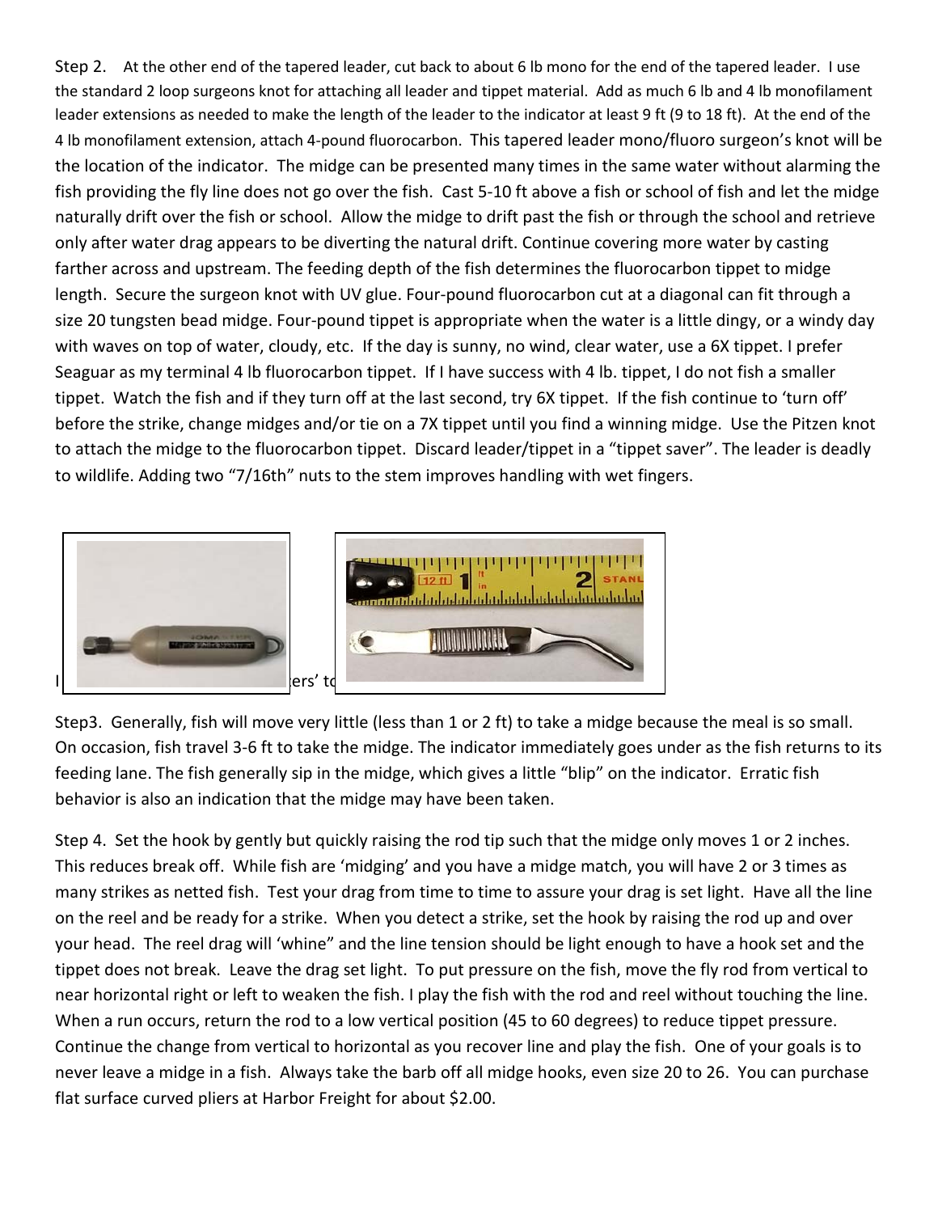Step 2. At the other end of the tapered leader, cut back to about 6 lb mono for the end of the tapered leader. I use the standard 2 loop surgeons knot for attaching all leader and tippet material. Add as much 6 lb and 4 lb monofilament leader extensions as needed to make the length of the leader to the indicator at least 9 ft (9 to 18 ft). At the end of the 4 lb monofilament extension, attach 4-pound fluorocarbon. This tapered leader mono/fluoro surgeon's knot will be the location of the indicator. The midge can be presented many times in the same water without alarming the fish providing the fly line does not go over the fish. Cast 5-10 ft above a fish or school of fish and let the midge naturally drift over the fish or school. Allow the midge to drift past the fish or through the school and retrieve only after water drag appears to be diverting the natural drift. Continue covering more water by casting farther across and upstream. The feeding depth of the fish determines the fluorocarbon tippet to midge length. Secure the surgeon knot with UV glue. Four-pound fluorocarbon cut at a diagonal can fit through a size 20 tungsten bead midge. Four-pound tippet is appropriate when the water is a little dingy, or a windy day with waves on top of water, cloudy, etc. If the day is sunny, no wind, clear water, use a 6X tippet. I prefer Seaguar as my terminal 4 lb fluorocarbon tippet. If I have success with 4 lb. tippet, I do not fish a smaller tippet. Watch the fish and if they turn off at the last second, try 6X tippet. If the fish continue to 'turn off' before the strike, change midges and/or tie on a 7X tippet until you find a winning midge. Use the Pitzen knot to attach the midge to the fluorocarbon tippet. Discard leader/tippet in a "tippet saver". The leader is deadly to wildlife. Adding two "7/16th" nuts to the stem improves handling with wet fingers.

I ... ers' to

Step3. Generally, fish will move very little (less than 1 or 2 ft) to take a midge because the meal is so small. On occasion, fish travel 3-6 ft to take the midge. The indicator immediately goes under as the fish returns to its feeding lane. The fish generally sip in the midge, which gives a little "blip" on the indicator. Erratic fish behavior is also an indication that the midge may have been taken.

Step 4. Set the hook by gently but quickly raising the rod tip such that the midge only moves 1 or 2 inches. This reduces break off. While fish are 'midging' and you have a midge match, you will have 2 or 3 times as many strikes as netted fish. Test your drag from time to time to assure your drag is set light. Have all the line on the reel and be ready for a strike. When you detect a strike, set the hook by raising the rod up and over your head. The reel drag will 'whine" and the line tension should be light enough to have a hook set and the tippet does not break. Leave the drag set light. To put pressure on the fish, move the fly rod from vertical to near horizontal right or left to weaken the fish. I play the fish with the rod and reel without touching the line. When a run occurs, return the rod to a low vertical position (45 to 60 degrees) to reduce tippet pressure. Continue the change from vertical to horizontal as you recover line and play the fish. One of your goals is to never leave a midge in a fish. Always take the barb off all midge hooks, even size 20 to 26. You can purchase flat surface curved pliers at Harbor Freight for about $2.00.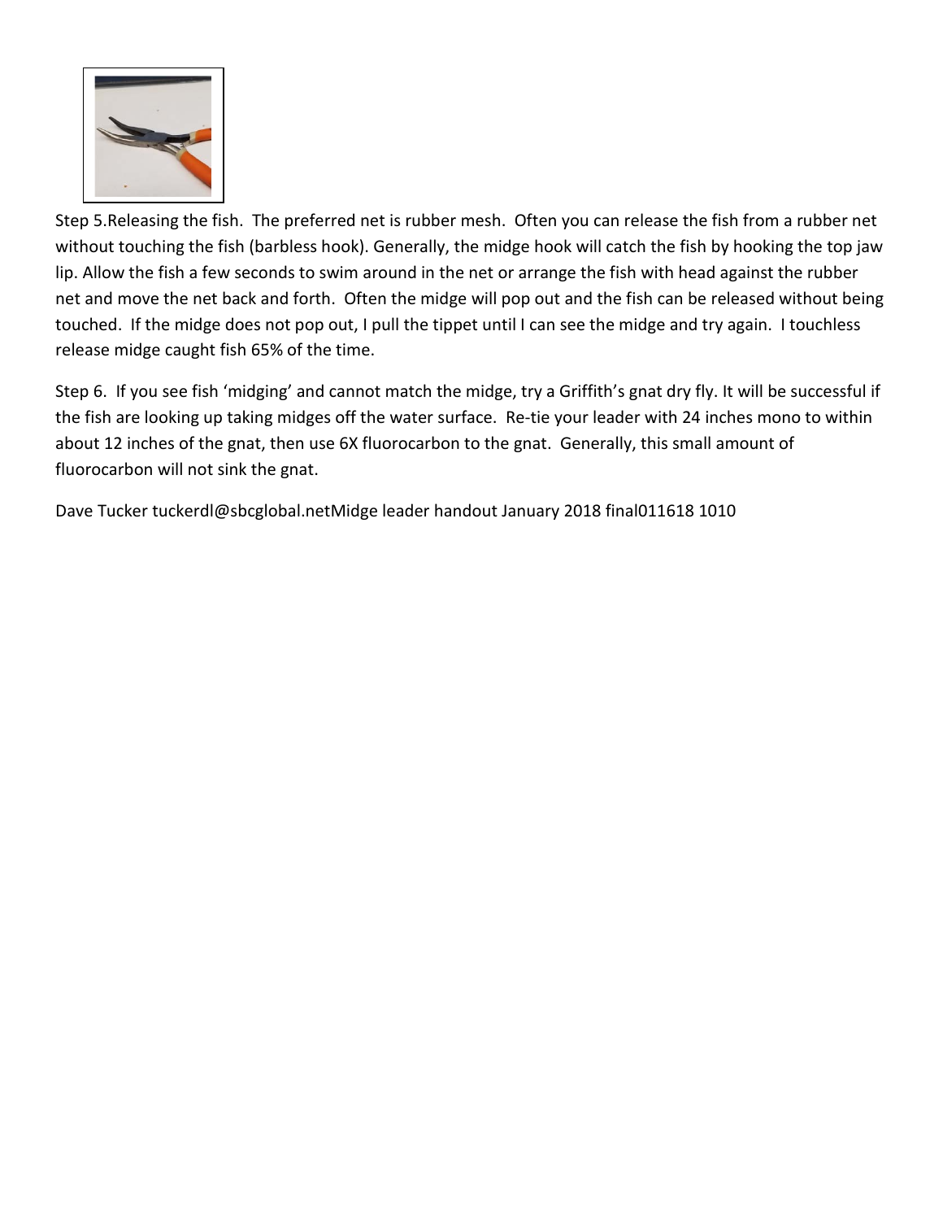Step 5.Releasing the fish. The preferred net is rubber mesh. Often you can release the fish from a rubber net without touching the fish (barbless hook). Generally, the midge hook will catch the fish by hooking the top jaw lip. Allow the fish a few seconds to swim around in the net or arrange the fish with head against the rubber net and move the net back and forth. Often the midge will pop out and the fish can be released without being touched. If the midge does not pop out, I pull the tippet until I can see the midge and try again. I touchless release midge caught fish 65% of the time.

Step 6. If you see fish 'midging' and cannot match the midge, try a Griffith's gnat dry fly. It will be successful if the fish are looking up taking midges off the water surface. Re-tie your leader with 24 inches mono to within about 12 inches of the gnat, then use 6X fluorocarbon to the gnat. Generally, this small amount of fluorocarbon will not sink the gnat.

Dave Tucker tuckerdl@sbcglobal.netMidge leader handout January 2018 final011618 1010